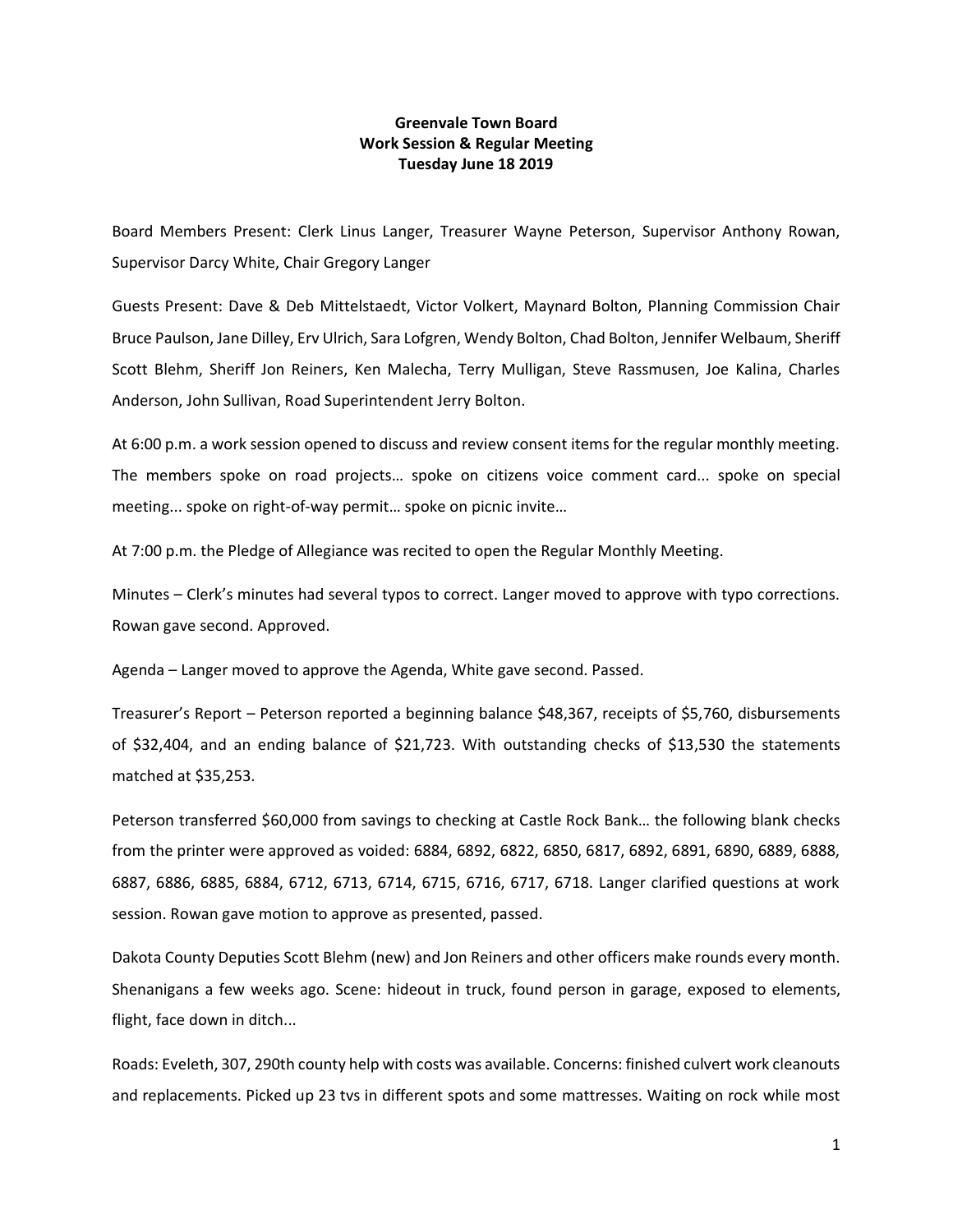**Greenvale Town Board**
**Work Session & Regular Meeting**
**Tuesday June 18 2019**

Board Members Present: Clerk Linus Langer, Treasurer Wayne Peterson, Supervisor Anthony Rowan, Supervisor Darcy White, Chair Gregory Langer

Guests Present: Dave & Deb Mittelstaedt, Victor Volkert, Maynard Bolton, Planning Commission Chair Bruce Paulson, Jane Dilley, Erv Ulrich, Sara Lofgren, Wendy Bolton, Chad Bolton, Jennifer Welbaum, Sheriff Scott Blehm, Sheriff Jon Reiners, Ken Malecha, Terry Mulligan, Steve Rassmusen, Joe Kalina, Charles Anderson, John Sullivan, Road Superintendent Jerry Bolton.

At 6:00 p.m. a work session opened to discuss and review consent items for the regular monthly meeting. The members spoke on road projects… spoke on citizens voice comment card... spoke on special meeting... spoke on right-of-way permit… spoke on picnic invite…

At 7:00 p.m. the Pledge of Allegiance was recited to open the Regular Monthly Meeting.

Minutes – Clerk's minutes had several typos to correct. Langer moved to approve with typo corrections. Rowan gave second. Approved.

Agenda – Langer moved to approve the Agenda, White gave second. Passed.

Treasurer's Report – Peterson reported a beginning balance $48,367, receipts of $5,760, disbursements of $32,404, and an ending balance of $21,723. With outstanding checks of $13,530 the statements matched at $35,253.

Peterson transferred $60,000 from savings to checking at Castle Rock Bank… the following blank checks from the printer were approved as voided: 6884, 6892, 6822, 6850, 6817, 6892, 6891, 6890, 6889, 6888, 6887, 6886, 6885, 6884, 6712, 6713, 6714, 6715, 6716, 6717, 6718. Langer clarified questions at work session. Rowan gave motion to approve as presented, passed.

Dakota County Deputies Scott Blehm (new) and Jon Reiners and other officers make rounds every month. Shenanigans a few weeks ago. Scene: hideout in truck, found person in garage, exposed to elements, flight, face down in ditch...

Roads: Eveleth, 307, 290th county help with costs was available. Concerns: finished culvert work cleanouts and replacements. Picked up 23 tvs in different spots and some mattresses. Waiting on rock while most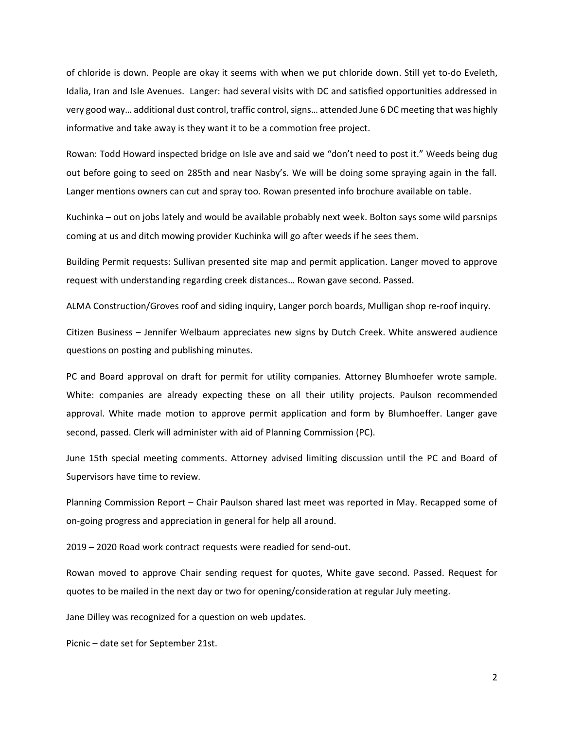of chloride is down. People are okay it seems with when we put chloride down. Still yet to-do Eveleth, Idalia, Iran and Isle Avenues. Langer: had several visits with DC and satisfied opportunities addressed in very good way… additional dust control, traffic control, signs… attended June 6 DC meeting that was highly informative and take away is they want it to be a commotion free project.

Rowan: Todd Howard inspected bridge on Isle ave and said we "don't need to post it." Weeds being dug out before going to seed on 285th and near Nasby's. We will be doing some spraying again in the fall. Langer mentions owners can cut and spray too. Rowan presented info brochure available on table.

Kuchinka – out on jobs lately and would be available probably next week. Bolton says some wild parsnips coming at us and ditch mowing provider Kuchinka will go after weeds if he sees them.

Building Permit requests: Sullivan presented site map and permit application. Langer moved to approve request with understanding regarding creek distances… Rowan gave second. Passed.

ALMA Construction/Groves roof and siding inquiry, Langer porch boards, Mulligan shop re-roof inquiry.

Citizen Business – Jennifer Welbaum appreciates new signs by Dutch Creek. White answered audience questions on posting and publishing minutes.

PC and Board approval on draft for permit for utility companies. Attorney Blumhoefer wrote sample. White: companies are already expecting these on all their utility projects. Paulson recommended approval. White made motion to approve permit application and form by Blumhoeffer. Langer gave second, passed. Clerk will administer with aid of Planning Commission (PC).

June 15th special meeting comments. Attorney advised limiting discussion until the PC and Board of Supervisors have time to review.

Planning Commission Report – Chair Paulson shared last meet was reported in May. Recapped some of on-going progress and appreciation in general for help all around.

2019 – 2020 Road work contract requests were readied for send-out.

Rowan moved to approve Chair sending request for quotes, White gave second. Passed. Request for quotes to be mailed in the next day or two for opening/consideration at regular July meeting.

Jane Dilley was recognized for a question on web updates.

Picnic – date set for September 21st.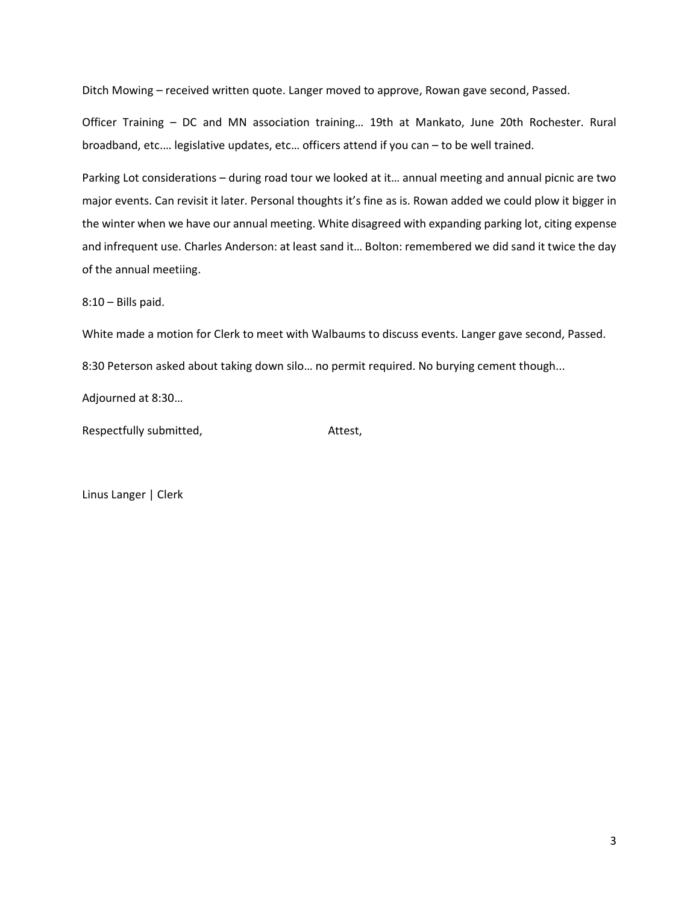Ditch Mowing – received written quote. Langer moved to approve, Rowan gave second, Passed.

Officer Training – DC and MN association training… 19th at Mankato, June 20th Rochester. Rural broadband, etc.… legislative updates, etc… officers attend if you can – to be well trained.

Parking Lot considerations – during road tour we looked at it… annual meeting and annual picnic are two major events. Can revisit it later. Personal thoughts it's fine as is. Rowan added we could plow it bigger in the winter when we have our annual meeting. White disagreed with expanding parking lot, citing expense and infrequent use. Charles Anderson: at least sand it… Bolton: remembered we did sand it twice the day of the annual meetiing.

8:10 – Bills paid.

White made a motion for Clerk to meet with Walbaums to discuss events. Langer gave second, Passed.

8:30 Peterson asked about taking down silo… no permit required. No burying cement though...

Adjourned at 8:30…

Respectfully submitted, Attest,

Linus Langer | Clerk